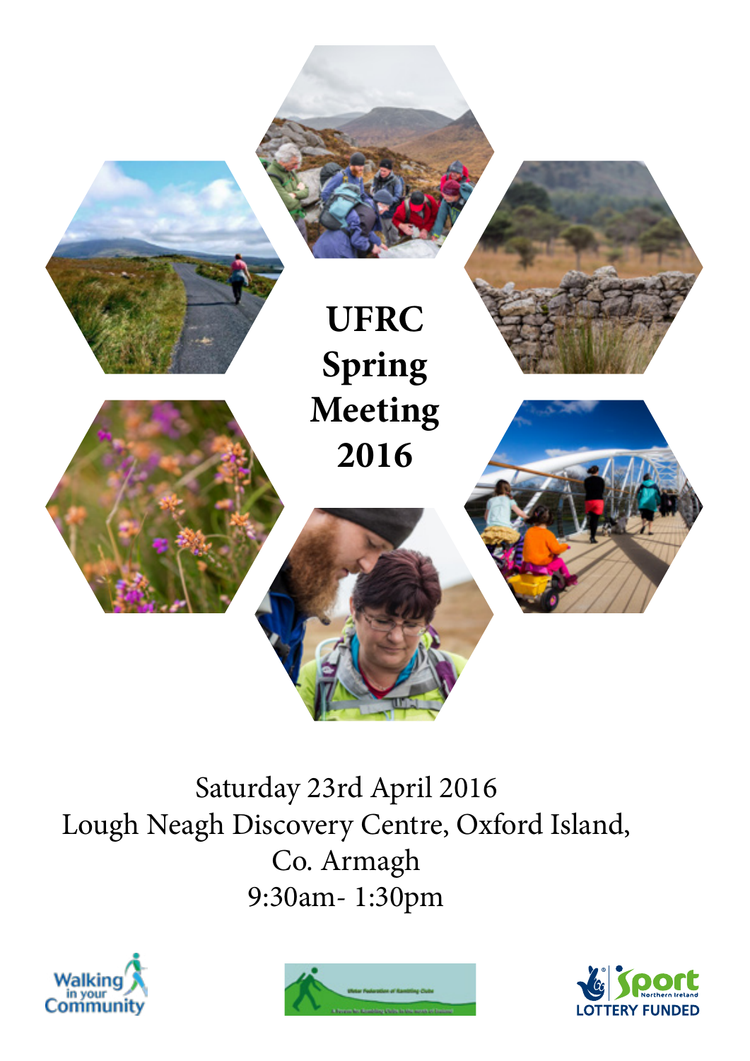# UFRC Spring Meeting 2016

Saturday 23rd April 2016
Lough Neagh Discovery Centre, Oxford Island,
Co. Armagh
9:30am- 1:30pm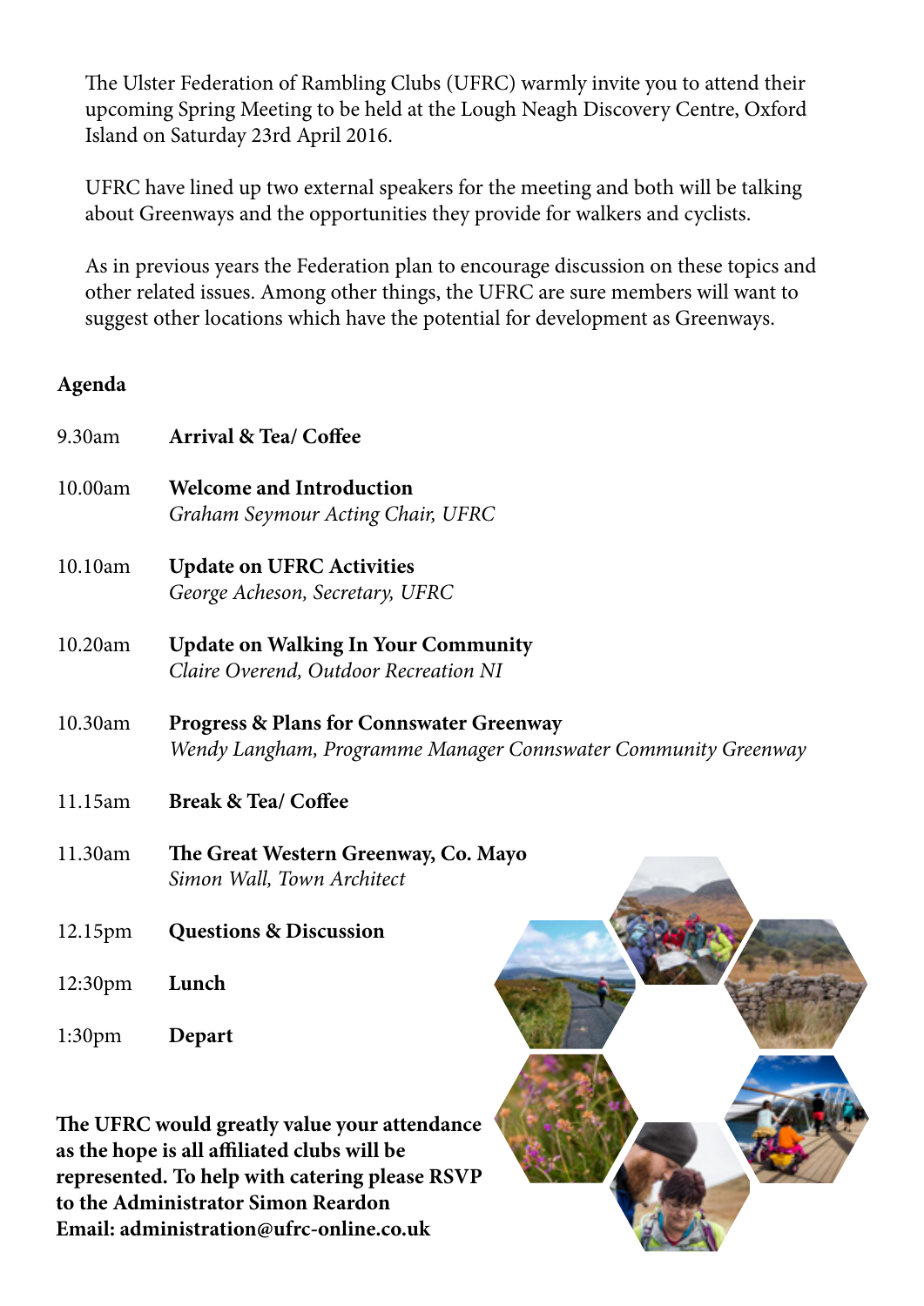The Ulster Federation of Rambling Clubs (UFRC) warmly invite you to attend their upcoming Spring Meeting to be held at the Lough Neagh Discovery Centre, Oxford Island on Saturday 23rd April 2016.

UFRC have lined up two external speakers for the meeting and both will be talking about Greenways and the opportunities they provide for walkers and cyclists.

As in previous years the Federation plan to encourage discussion on these topics and other related issues. Among other things, the UFRC are sure members will want to suggest other locations which have the potential for development as Greenways.

**Agenda**

| | |
|---|---|
| 9.30am | **Arrival & Tea/ Coffee** |
| 10.00am | **Welcome and Introduction**<br>*Graham Seymour Acting Chair, UFRC* |
| 10.10am | **Update on UFRC Activities**<br>*George Acheson, Secretary, UFRC* |
| 10.20am | **Update on Walking In Your Community**<br>*Claire Overend, Outdoor Recreation NI* |
| 10.30am | **Progress & Plans for Connswater Greenway**<br>*Wendy Langham, Programme Manager Connswater Community Greenway* |
| 11.15am | **Break & Tea/ Coffee** |
| 11.30am | **The Great Western Greenway, Co. Mayo**<br>*Simon Wall, Town Architect* |
| 12.15pm | **Questions & Discussion** |
| 12:30pm | **Lunch** |
| 1:30pm | **Depart** |

**The UFRC would greatly value your attendance as the hope is all affiliated clubs will be represented. To help with catering please RSVP to the Administrator Simon Reardon**
**Email: administration@ufrc-online.co.uk**